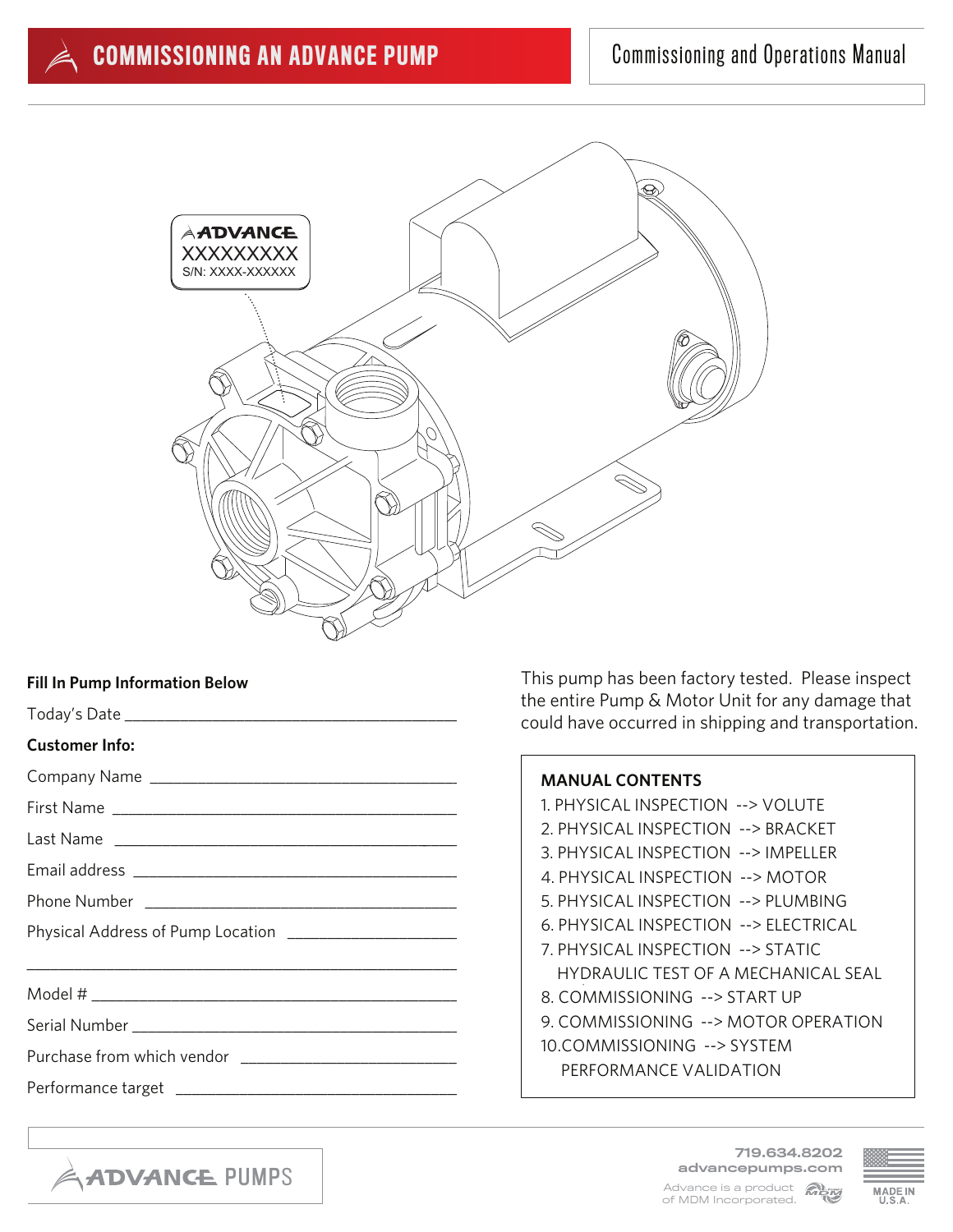# COMMISSIONING AN ADVANCE PUMP

Commissioning and Operations Manual

ADVANCE
XXXXXXXX
S/N: XXXX-XXXXXX

**Fill In Pump Information Below**

Today's Date ______________________________________

**Customer Info:**

Company Name ______________________________________

First Name ______________________________________

Last Name ______________________________________

Email address ______________________________________

Phone Number ______________________________________

Physical Address of Pump Location ____________________

______________________________________

Model # ______________________________________

Serial Number ______________________________________

Purchase from which vendor __________________________

Performance target ______________________________

This pump has been factory tested. Please inspect the entire Pump & Motor Unit for any damage that could have occurred in shipping and transportation.

**MANUAL CONTENTS**

1. PHYSICAL INSPECTION --> VOLUTE
2. PHYSICAL INSPECTION --> BRACKET
3. PHYSICAL INSPECTION --> IMPELLER
4. PHYSICAL INSPECTION --> MOTOR
5. PHYSICAL INSPECTION --> PLUMBING
6. PHYSICAL INSPECTION --> ELECTRICAL
7. PHYSICAL INSPECTION --> STATIC HYDRAULIC TEST OF A MECHANICAL SEAL
8. COMMISSIONING --> START UP
9. COMMISSIONING --> MOTOR OPERATION
10. COMMISSIONING --> SYSTEM PERFORMANCE VALIDATION

ADVANCE PUMPS

719.634.8202
advancepumps.com
Advance is a product of MDM Incorporated.
MADE IN U.S.A.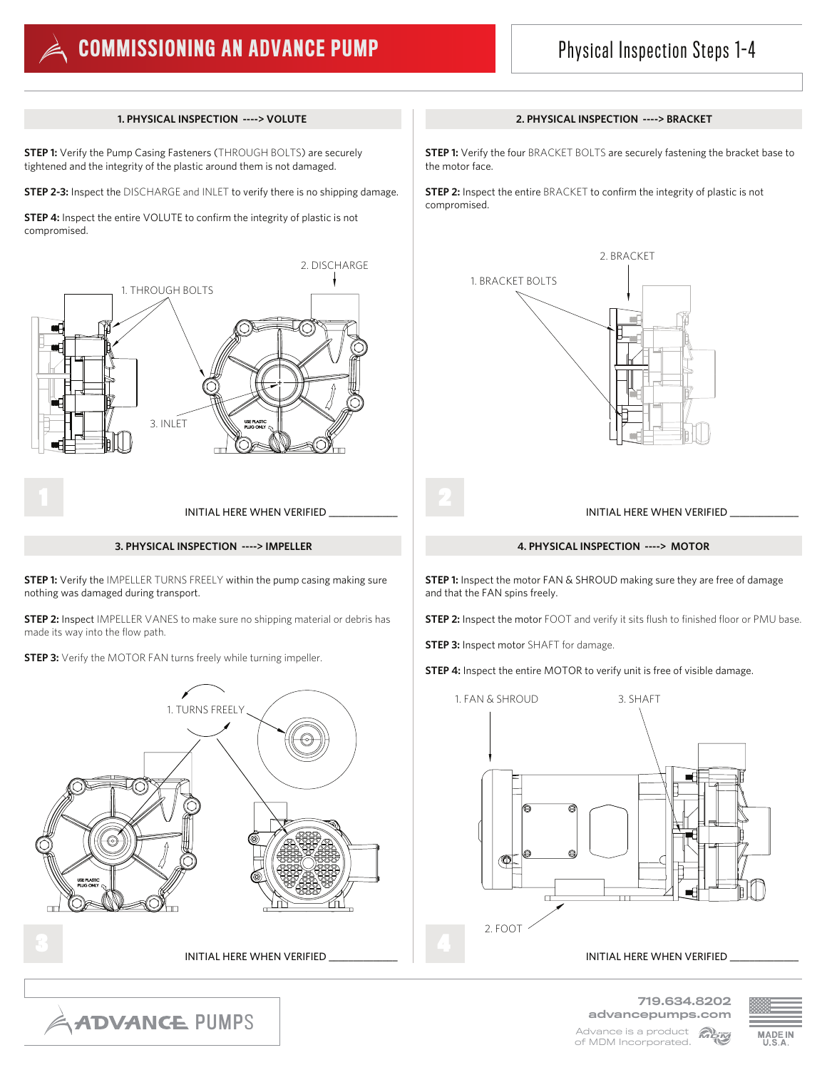# COMMISSIONING AN ADVANCE PUMP

## Physical Inspection Steps 1-4

### 1. PHYSICAL INSPECTION ----> VOLUTE

**STEP 1:** Verify the Pump Casing Fasteners (THROUGH BOLTS) are securely tightened and the integrity of the plastic around them is not damaged.

**STEP 2-3:** Inspect the DISCHARGE and INLET to verify there is no shipping damage.

**STEP 4:** Inspect the entire VOLUTE to confirm the integrity of plastic is not compromised.

1. THROUGH BOLTS
2. DISCHARGE
3. INLET

INITIAL HERE WHEN VERIFIED ____________

### 2. PHYSICAL INSPECTION ----> BRACKET

**STEP 1:** Verify the four BRACKET BOLTS are securely fastening the bracket base to the motor face.

**STEP 2:** Inspect the entire BRACKET to confirm the integrity of plastic is not compromised.

1. BRACKET BOLTS
2. BRACKET

INITIAL HERE WHEN VERIFIED ____________

### 3. PHYSICAL INSPECTION ----> IMPELLER

**STEP 1:** Verify the IMPELLER TURNS FREELY within the pump casing making sure nothing was damaged during transport.

**STEP 2:** Inspect IMPELLER VANES to make sure no shipping material or debris has made its way into the flow path.

**STEP 3:** Verify the MOTOR FAN turns freely while turning impeller.

1. TURNS FREELY

INITIAL HERE WHEN VERIFIED ____________

### 4. PHYSICAL INSPECTION ----> MOTOR

**STEP 1:** Inspect the motor FAN & SHROUD making sure they are free of damage and that the FAN spins freely.

**STEP 2:** Inspect the motor FOOT and verify it sits flush to finished floor or PMU base.

**STEP 3:** Inspect motor SHAFT for damage.

**STEP 4:** Inspect the entire MOTOR to verify unit is free of visible damage.

1. FAN & SHROUD
2. FOOT
3. SHAFT

INITIAL HERE WHEN VERIFIED ____________

ADVANCE PUMPS

719.634.8202
advancepumps.com
Advance is a product of MDM Incorporated.
MADE IN U.S.A.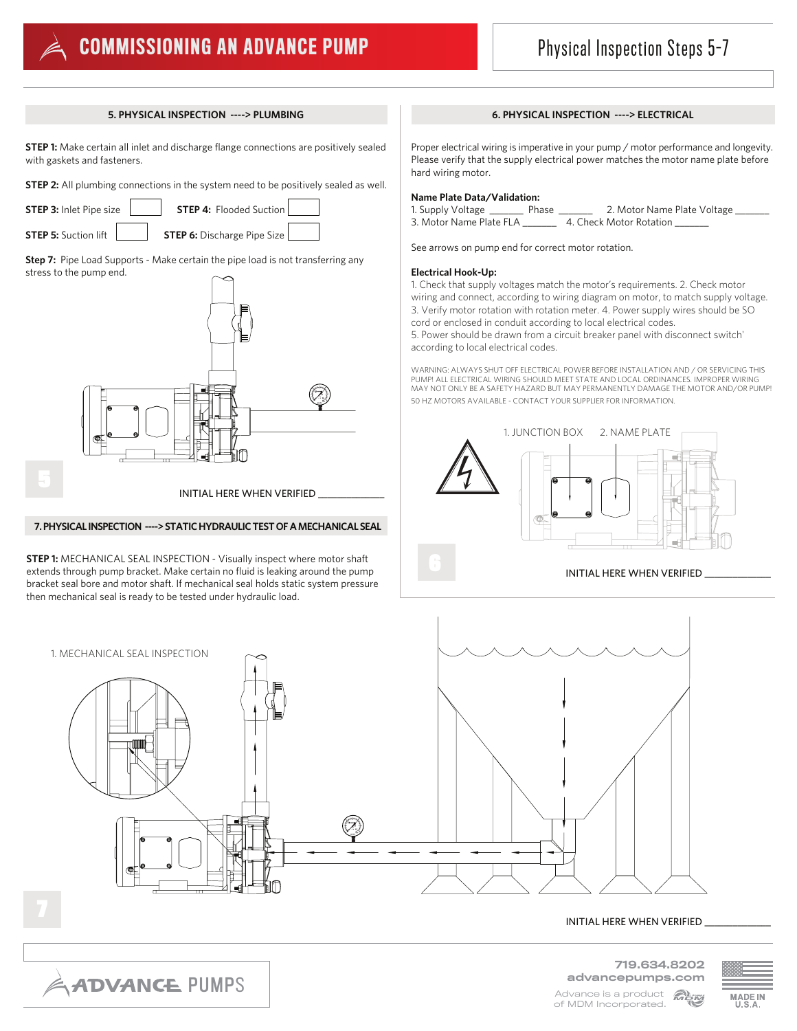# COMMISSIONING AN ADVANCE PUMP

## Physical Inspection Steps 5-7

### 5. PHYSICAL INSPECTION ----> PLUMBING

**STEP 1:** Make certain all inlet and discharge flange connections are positively sealed with gaskets and fasteners.

**STEP 2:** All plumbing connections in the system need to be positively sealed as well.

**STEP 3:** Inlet Pipe size ____ **STEP 4:** Flooded Suction ____

**STEP 5:** Suction lift ____ **STEP 6:** Discharge Pipe Size ____

**Step 7:** Pipe Load Supports - Make certain the pipe load is not transferring any stress to the pump end.

5

INITIAL HERE WHEN VERIFIED ____________

### 6. PHYSICAL INSPECTION ----> ELECTRICAL

Proper electrical wiring is imperative in your pump / motor performance and longevity. Please verify that the supply electrical power matches the motor name plate before hard wiring motor.

**Name Plate Data/Validation:**
1. Supply Voltage ______ Phase ______ 2. Motor Name Plate Voltage ______
3. Motor Name Plate FLA ______ 4. Check Motor Rotation ______

See arrows on pump end for correct motor rotation.

**Electrical Hook-Up:**
1. Check that supply voltages match the motor's requirements. 2. Check motor wiring and connect, according to wiring diagram on motor, to match supply voltage. 3. Verify motor rotation with rotation meter. 4. Power supply wires should be SO cord or enclosed in conduit according to local electrical codes.
5. Power should be drawn from a circuit breaker panel with disconnect switch' according to local electrical codes.

WARNING: ALWAYS SHUT OFF ELECTRICAL POWER BEFORE INSTALLATION AND / OR SERVICING THIS PUMP! ALL ELECTRICAL WIRING SHOULD MEET STATE AND LOCAL ORDINANCES. IMPROPER WIRING MAY NOT ONLY BE A SAFETY HAZARD BUT MAY PERMANENTLY DAMAGE THE MOTOR AND/OR PUMP!
50 HZ MOTORS AVAILABLE - CONTACT YOUR SUPPLIER FOR INFORMATION.

1. JUNCTION BOX 2. NAME PLATE

6

INITIAL HERE WHEN VERIFIED ____________

### 7. PHYSICAL INSPECTION ----> STATIC HYDRAULIC TEST OF A MECHANICAL SEAL

**STEP 1:** MECHANICAL SEAL INSPECTION - Visually inspect where motor shaft extends through pump bracket. Make certain no fluid is leaking around the pump bracket seal bore and motor shaft. If mechanical seal holds static system pressure then mechanical seal is ready to be tested under hydraulic load.

1. MECHANICAL SEAL INSPECTION

7

INITIAL HERE WHEN VERIFIED ____________

ADVANCE PUMPS

719.634.8202
advancepumps.com
Advance is a product of MDM Incorporated.

MADE IN U.S.A.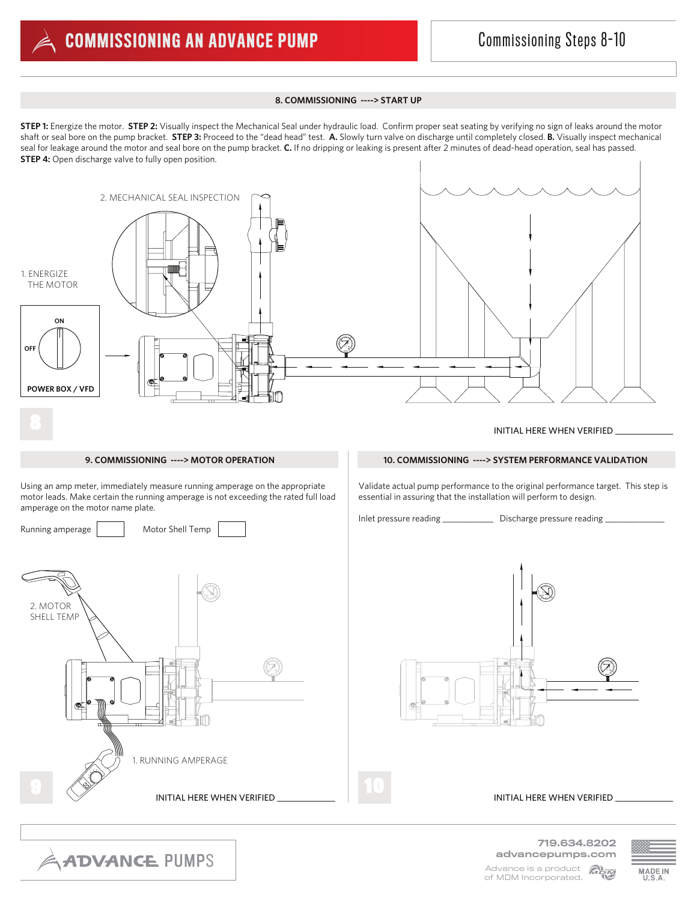# COMMISSIONING AN ADVANCE PUMP

Commissioning Steps 8-10

## 8. COMMISSIONING ----> START UP

**STEP 1:** Energize the motor. **STEP 2:** Visually inspect the Mechanical Seal under hydraulic load. Confirm proper seat seating by verifying no sign of leaks around the motor shaft or seal bore on the pump bracket. **STEP 3:** Proceed to the "dead head" test. **A.** Slowly turn valve on discharge until completely closed. **B.** Visually inspect mechanical seal for leakage around the motor and seal bore on the pump bracket. **C.** If no dripping or leaking is present after 2 minutes of dead-head operation, seal has passed.
**STEP 4:** Open discharge valve to fully open position.

2. MECHANICAL SEAL INSPECTION

1. ENERGIZE THE MOTOR

ON

OFF

POWER BOX / VFD

8

INITIAL HERE WHEN VERIFIED ____________

## 9. COMMISSIONING ----> MOTOR OPERATION

Using an amp meter, immediately measure running amperage on the appropriate motor leads. Make certain the running amperage is not exceeding the rated full load amperage on the motor name plate.

Running amperage ☐ Motor Shell Temp ☐

2. MOTOR SHELL TEMP

1. RUNNING AMPERAGE

9

INITIAL HERE WHEN VERIFIED ____________

## 10. COMMISSIONING ----> SYSTEM PERFORMANCE VALIDATION

Validate actual pump performance to the original performance target. This step is essential in assuring that the installation will perform to design.

Inlet pressure reading ___________ Discharge pressure reading _____________

10

INITIAL HERE WHEN VERIFIED ____________

ADVANCE PUMPS

719.634.8202
advancepumps.com
Advance is a product of MDM Incorporated.

MADE IN U.S.A.